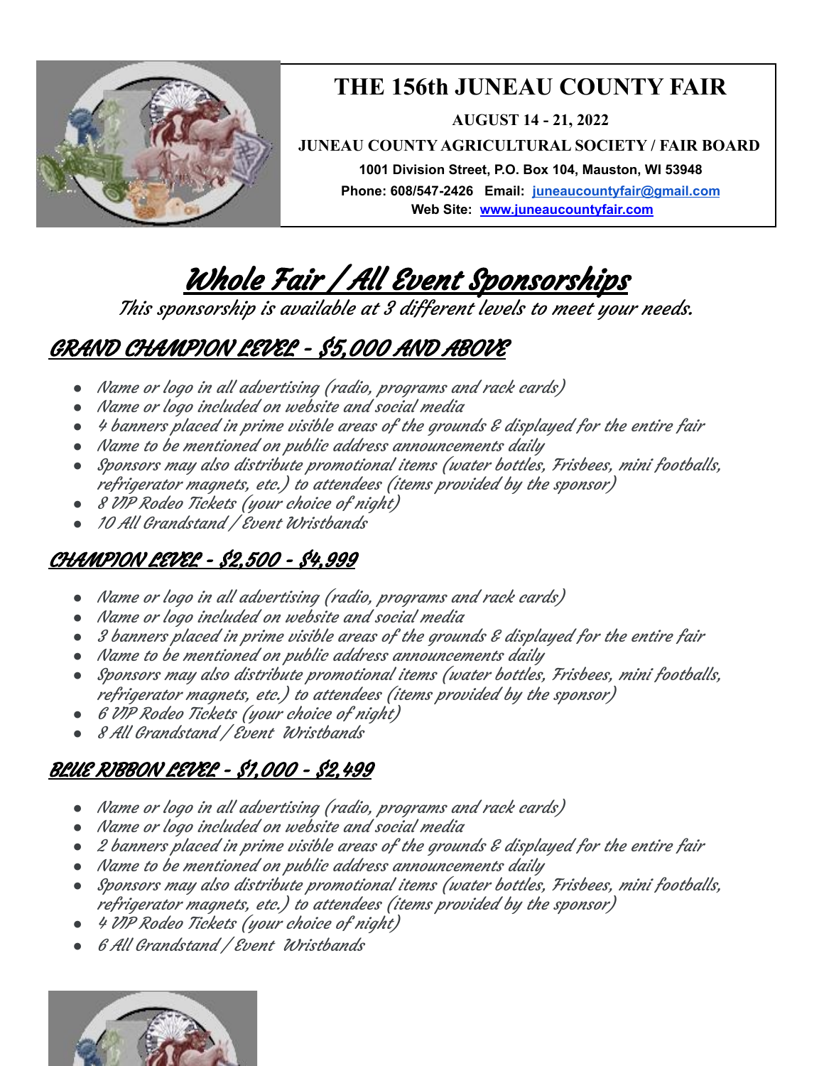# THE 156th JUNEAU COUNTY FAIR

**AUGUST 14 - 21, 2022**

**JUNEAU COUNTY AGRICULTURAL SOCIETY / FAIR BOARD**

**1001 Division Street, P.O. Box 104, Mauston, WI 53948**

**Phone: 608/547-2426 Email: juneaucountyfair@gmail.com**

**Web Site: www.juneaucountyfair.com**

# *Whole Fair / All Event Sponsorships*

*This sponsorship is available at 3 different levels to meet your needs.*

## *GRAND CHAMPION LEVEL - $5,000 AND ABOVE*

- *Name or logo in all advertising (radio, programs and rack cards)*
- *Name or logo included on website and social media*
- *4 banners placed in prime visible areas of the grounds & displayed for the entire fair*
- *Name to be mentioned on public address announcements daily*
- *Sponsors may also distribute promotional items (water bottles, Frisbees, mini footballs, refrigerator magnets, etc.) to attendees (items provided by the sponsor)*
- *8 VIP Rodeo Tickets (your choice of night)*
- *10 All Grandstand / Event Wristbands*

## *CHAMPION LEVEL - $2,500 - $4,999*

- *Name or logo in all advertising (radio, programs and rack cards)*
- *Name or logo included on website and social media*
- *3 banners placed in prime visible areas of the grounds & displayed for the entire fair*
- *Name to be mentioned on public address announcements daily*
- *Sponsors may also distribute promotional items (water bottles, Frisbees, mini footballs, refrigerator magnets, etc.) to attendees (items provided by the sponsor)*
- *6 VIP Rodeo Tickets (your choice of night)*
- *8 All Grandstand / Event Wristbands*

## *BLUE RIBBON LEVEL - $1,000 - $2,499*

- *Name or logo in all advertising (radio, programs and rack cards)*
- *Name or logo included on website and social media*
- *2 banners placed in prime visible areas of the grounds & displayed for the entire fair*
- *Name to be mentioned on public address announcements daily*
- *Sponsors may also distribute promotional items (water bottles, Frisbees, mini footballs, refrigerator magnets, etc.) to attendees (items provided by the sponsor)*
- *4 VIP Rodeo Tickets (your choice of night)*
- *6 All Grandstand / Event Wristbands*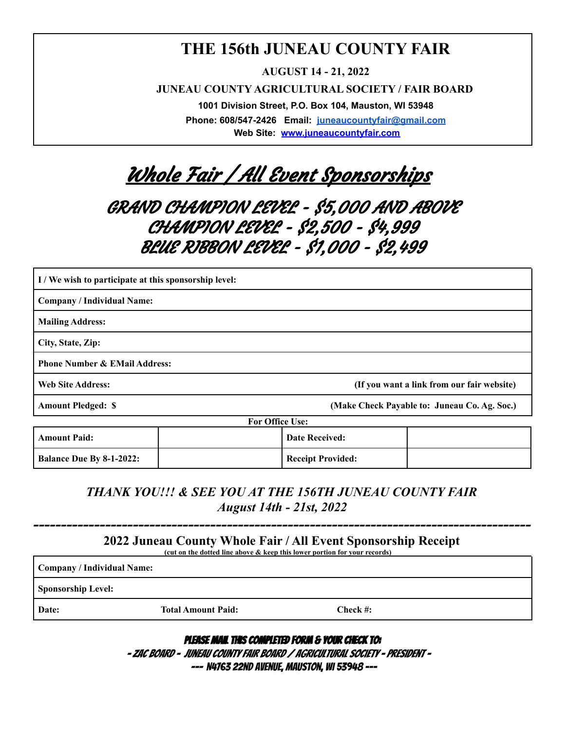# THE 156th JUNEAU COUNTY FAIR

**AUGUST 14 - 21, 2022**

**JUNEAU COUNTY AGRICULTURAL SOCIETY / FAIR BOARD**

**1001 Division Street, P.O. Box 104, Mauston, WI 53948**

**Phone: 608/547-2426 Email: juneaucountyfair@gmail.com**

**Web Site: www.juneaucountyfair.com**

## Whole Fair / All Event Sponsorships

## GRAND CHAMPION LEVEL - $5,000 AND ABOVE
## CHAMPION LEVEL - $2,500 - $4,999
## BLUE RIBBON LEVEL - $1,000 - $2,499

| | |
|---|---|
| **I / We wish to participate at this sponsorship level:** | |
| **Company / Individual Name:** | |
| **Mailing Address:** | |
| **City, State, Zip:** | |
| **Phone Number & EMail Address:** | |
| **Web Site Address:** | **(If you want a link from our fair website)** |
| **Amount Pledged: $** | **(Make Check Payable to: Juneau Co. Ag. Soc.)** |

**For Office Use:**

| | | | |
|---|---|---|---|
| **Amount Paid:** | | **Date Received:** | |
| **Balance Due By 8-1-2022:** | | **Receipt Provided:** | |

***THANK YOU!!! & SEE YOU AT THE 156TH JUNEAU COUNTY FAIR***
***August 14th - 21st, 2022***

---

**2022 Juneau County Whole Fair / All Event Sponsorship Receipt**

**(cut on the dotted line above & keep this lower portion for your records)**

| | | |
|---|---|---|
| **Company / Individual Name:** | | |
| **Sponsorship Level:** | | |
| **Date:** | **Total Amount Paid:** | **Check #:** |

**PLEASE MAIL THIS COMPLETED FORM & YOUR CHECK TO:**

**- ZAC BOARD - JUNEAU COUNTY FAIR BOARD / AGRICULTURAL SOCIETY - PRESIDENT -**

**--- N4763 22ND AVENUE, MAUSTON, WI 53948 ---**